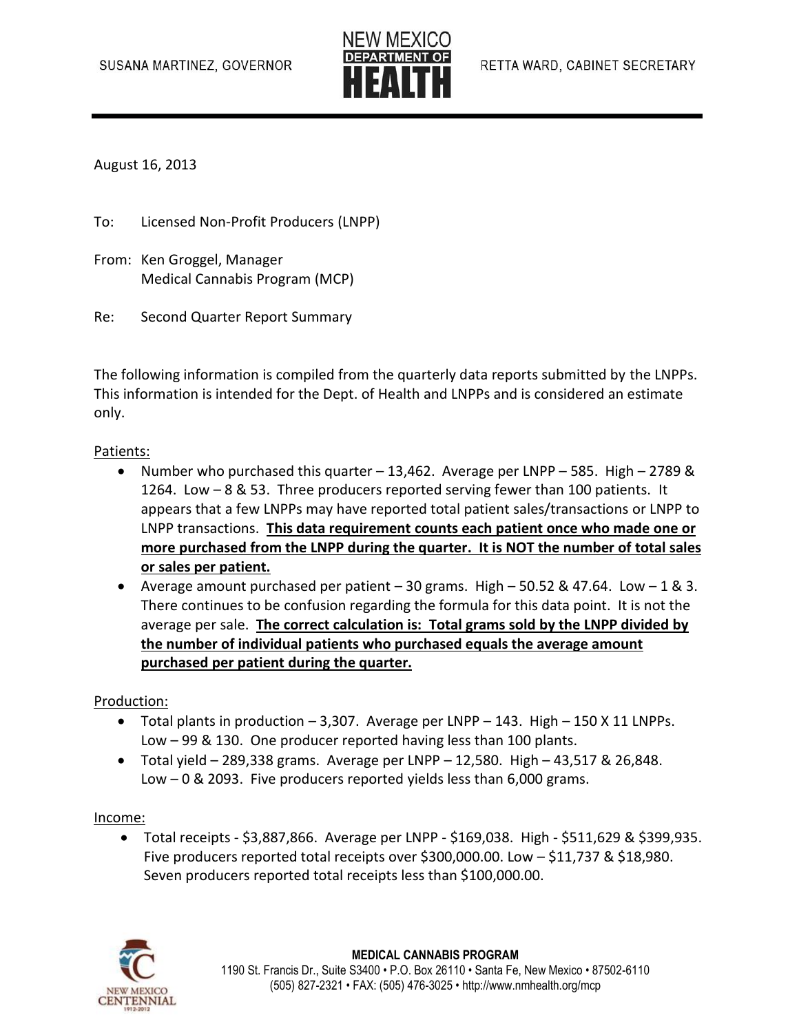SUSANA MARTINEZ, GOVERNOR

NEW MEXICO DEPARTMENT OF HEALTH

RETTA WARD, CABINET SECRETARY

August 16, 2013

To: Licensed Non-Profit Producers (LNPP)

From: Ken Groggel, Manager
Medical Cannabis Program (MCP)

Re: Second Quarter Report Summary

The following information is compiled from the quarterly data reports submitted by the LNPPs. This information is intended for the Dept. of Health and LNPPs and is considered an estimate only.

Patients:

- Number who purchased this quarter – 13,462. Average per LNPP – 585. High – 2789 & 1264. Low – 8 & 53. Three producers reported serving fewer than 100 patients. It appears that a few LNPPs may have reported total patient sales/transactions or LNPP to LNPP transactions. **This data requirement counts each patient once who made one or more purchased from the LNPP during the quarter. It is NOT the number of total sales or sales per patient.**
- Average amount purchased per patient – 30 grams. High – 50.52 & 47.64. Low – 1 & 3. There continues to be confusion regarding the formula for this data point. It is not the average per sale. **The correct calculation is: Total grams sold by the LNPP divided by the number of individual patients who purchased equals the average amount purchased per patient during the quarter.**

Production:

- Total plants in production – 3,307. Average per LNPP – 143. High – 150 X 11 LNPPs. Low – 99 & 130. One producer reported having less than 100 plants.
- Total yield – 289,338 grams. Average per LNPP – 12,580. High – 43,517 & 26,848. Low – 0 & 2093. Five producers reported yields less than 6,000 grams.

Income:

- Total receipts - $3,887,866. Average per LNPP - $169,038. High - $511,629 & $399,935. Five producers reported total receipts over $300,000.00. Low – $11,737 & $18,980. Seven producers reported total receipts less than $100,000.00.

**MEDICAL CANNABIS PROGRAM**
1190 St. Francis Dr., Suite S3400 • P.O. Box 26110 • Santa Fe, New Mexico • 87502-6110
(505) 827-2321 • FAX: (505) 476-3025 • http://www.nmhealth.org/mcp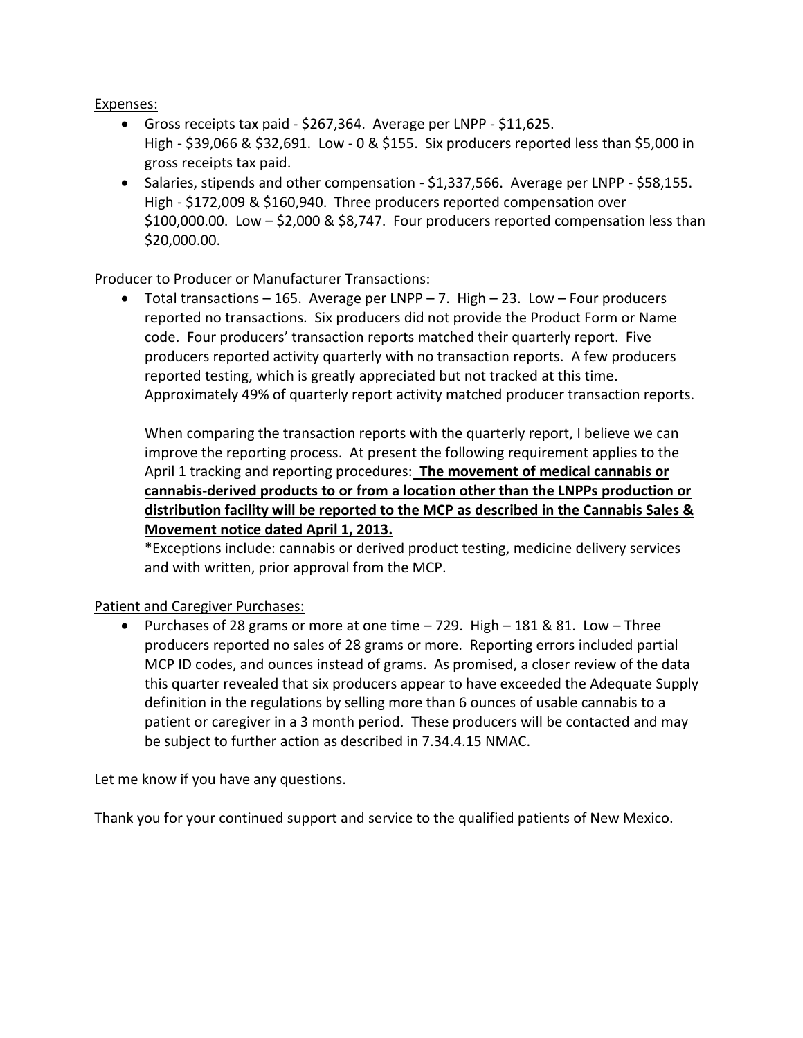Expenses:

- Gross receipts tax paid - $267,364. Average per LNPP - $11,625.
  High - $39,066 & $32,691. Low - 0 & $155. Six producers reported less than $5,000 in gross receipts tax paid.
- Salaries, stipends and other compensation - $1,337,566. Average per LNPP - $58,155.
  High - $172,009 & $160,940. Three producers reported compensation over $100,000.00. Low – $2,000 & $8,747. Four producers reported compensation less than $20,000.00.

Producer to Producer or Manufacturer Transactions:

- Total transactions – 165. Average per LNPP – 7. High – 23. Low – Four producers reported no transactions. Six producers did not provide the Product Form or Name code. Four producers' transaction reports matched their quarterly report. Five producers reported activity quarterly with no transaction reports. A few producers reported testing, which is greatly appreciated but not tracked at this time. Approximately 49% of quarterly report activity matched producer transaction reports.

  When comparing the transaction reports with the quarterly report, I believe we can improve the reporting process. At present the following requirement applies to the April 1 tracking and reporting procedures: **The movement of medical cannabis or cannabis-derived products to or from a location other than the LNPPs production or distribution facility will be reported to the MCP as described in the Cannabis Sales & Movement notice dated April 1, 2013.**
  *Exceptions include: cannabis or derived product testing, medicine delivery services and with written, prior approval from the MCP.

Patient and Caregiver Purchases:

- Purchases of 28 grams or more at one time – 729. High – 181 & 81. Low – Three producers reported no sales of 28 grams or more. Reporting errors included partial MCP ID codes, and ounces instead of grams. As promised, a closer review of the data this quarter revealed that six producers appear to have exceeded the Adequate Supply definition in the regulations by selling more than 6 ounces of usable cannabis to a patient or caregiver in a 3 month period. These producers will be contacted and may be subject to further action as described in 7.34.4.15 NMAC.

Let me know if you have any questions.

Thank you for your continued support and service to the qualified patients of New Mexico.